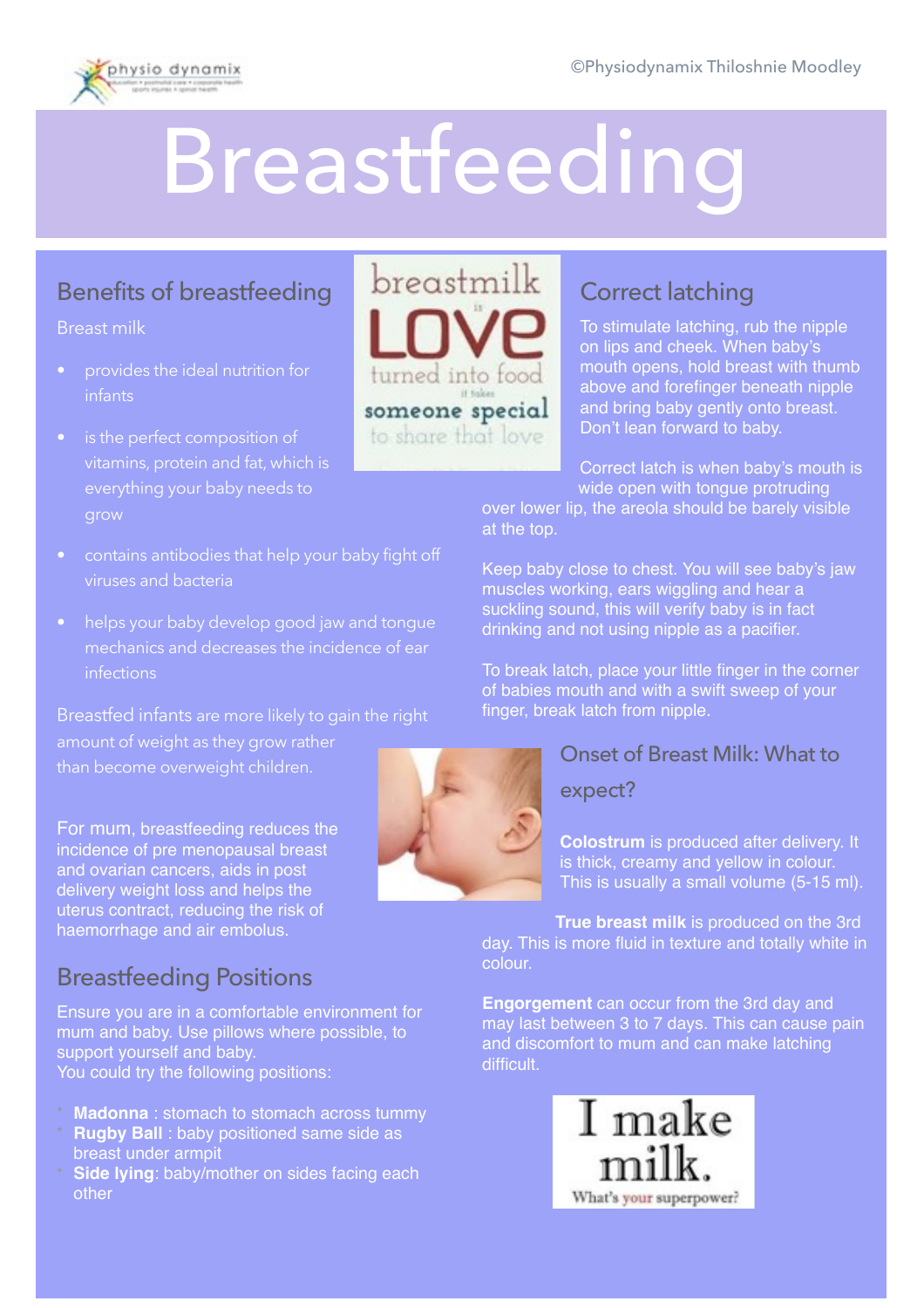©Physiodynamix Thiloshnie Moodley

# Breastfeeding

## Benefits of breastfeeding

Breast milk

- provides the ideal nutrition for infants
- is the perfect composition of vitamins, protein and fat, which is everything your baby needs to grow
- contains antibodies that help your baby fight off viruses and bacteria
- helps your baby develop good jaw and tongue mechanics and decreases the incidence of ear infections

Breastfed infants are more likely to gain the right amount of weight as they grow rather than become overweight children.

For mum, breastfeeding reduces the incidence of pre menopausal breast and ovarian cancers, aids in post delivery weight loss and helps the uterus contract, reducing the risk of haemorrhage and air embolus.

## Breastfeeding Positions

Ensure you are in a comfortable environment for mum and baby. Use pillows where possible, to support yourself and baby.
You could try the following positions:

- **Madonna** : stomach to stomach across tummy
- **Rugby Ball** : baby positioned same side as breast under armpit
- **Side lying**: baby/mother on sides facing each other

## Correct latching

To stimulate latching, rub the nipple on lips and cheek. When baby's mouth opens, hold breast with thumb above and forefinger beneath nipple and bring baby gently onto breast. Don't lean forward to baby.

Correct latch is when baby's mouth is wide open with tongue protruding over lower lip, the areola should be barely visible at the top.

Keep baby close to chest. You will see baby's jaw muscles working, ears wiggling and hear a suckling sound, this will verify baby is in fact drinking and not using nipple as a pacifier.

To break latch, place your little finger in the corner of babies mouth and with a swift sweep of your finger, break latch from nipple.

## Onset of Breast Milk: What to expect?

**Colostrum** is produced after delivery. It is thick, creamy and yellow in colour. This is usually a small volume (5-15 ml).

**True breast milk** is produced on the 3rd day. This is more fluid in texture and totally white in colour.

**Engorgement** can occur from the 3rd day and may last between 3 to 7 days. This can cause pain and discomfort to mum and can make latching difficult.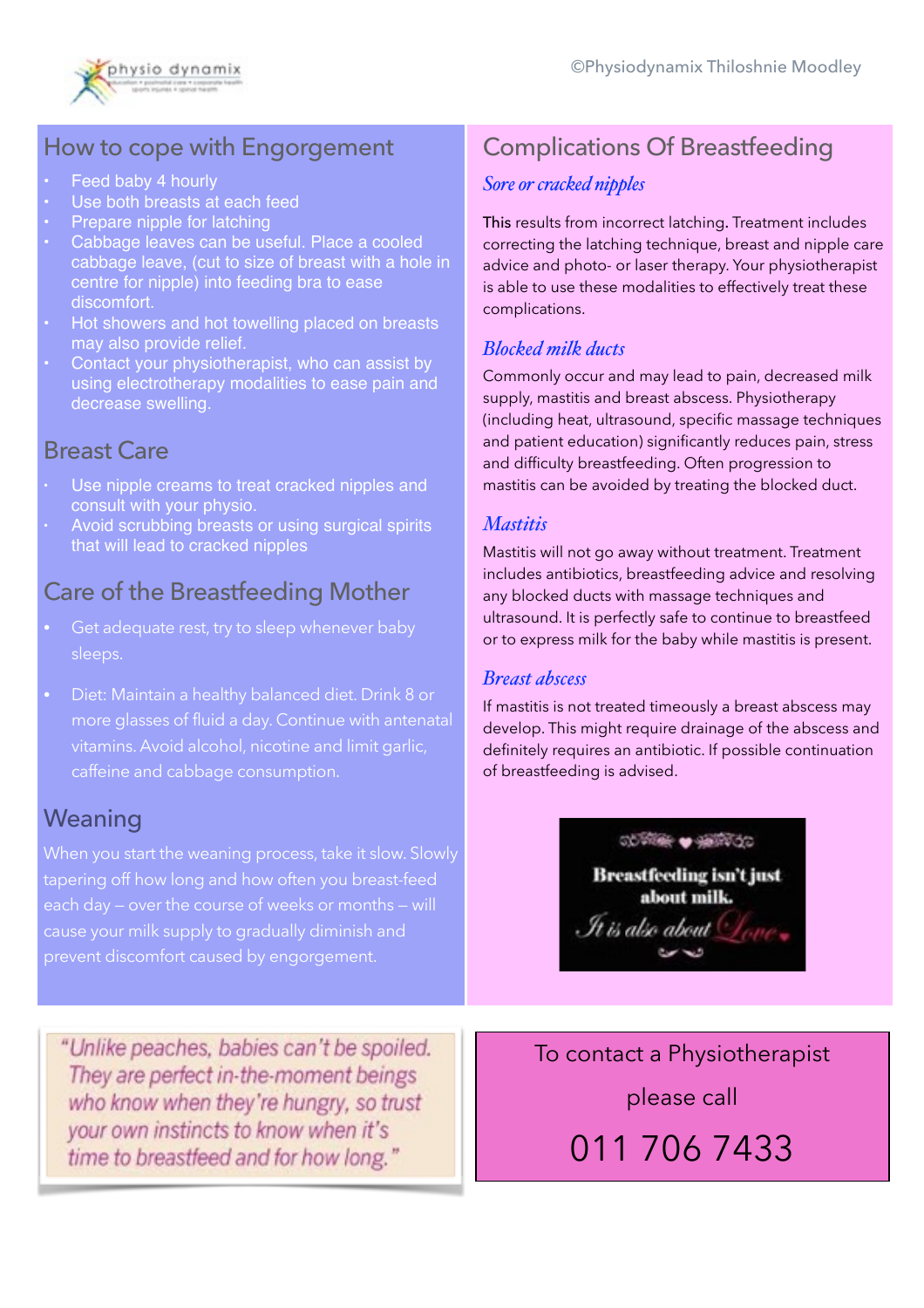## How to cope with Engorgement

- Feed baby 4 hourly
- Use both breasts at each feed
- Prepare nipple for latching
- Cabbage leaves can be useful. Place a cooled cabbage leave, (cut to size of breast with a hole in centre for nipple) into feeding bra to ease discomfort.
- Hot showers and hot towelling placed on breasts may also provide relief.
- Contact your physiotherapist, who can assist by using electrotherapy modalities to ease pain and decrease swelling.

## Breast Care

- Use nipple creams to treat cracked nipples and consult with your physio.
- Avoid scrubbing breasts or using surgical spirits that will lead to cracked nipples

## Care of the Breastfeeding Mother

- Get adequate rest, try to sleep whenever baby sleeps.
- Diet: Maintain a healthy balanced diet. Drink 8 or more glasses of fluid a day. Continue with antenatal vitamins. Avoid alcohol, nicotine and limit garlic, caffeine and cabbage consumption.

## Weaning

When you start the weaning process, take it slow. Slowly tapering off how long and how often you breast-feed each day – over the course of weeks or months – will cause your milk supply to gradually diminish and prevent discomfort caused by engorgement.

## Complications Of Breastfeeding

### *Sore or cracked nipples*

This results from incorrect latching. Treatment includes correcting the latching technique, breast and nipple care advice and photo- or laser therapy. Your physiotherapist is able to use these modalities to effectively treat these complications.

### *Blocked milk ducts*

Commonly occur and may lead to pain, decreased milk supply, mastitis and breast abscess. Physiotherapy (including heat, ultrasound, specific massage techniques and patient education) significantly reduces pain, stress and difficulty breastfeeding. Often progression to mastitis can be avoided by treating the blocked duct.

### *Mastitis*

Mastitis will not go away without treatment. Treatment includes antibiotics, breastfeeding advice and resolving any blocked ducts with massage techniques and ultrasound. It is perfectly safe to continue to breastfeed or to express milk for the baby while mastitis is present.

### *Breast abscess*

If mastitis is not treated timeously a breast abscess may develop. This might require drainage of the abscess and definitely requires an antibiotic. If possible continuation of breastfeeding is advised.

Breastfeeding isn't just about milk. It is also about Love.

"Unlike peaches, babies can't be spoiled. They are perfect in-the-moment beings who know when they're hungry, so trust your own instincts to know when it's time to breastfeed and for how long."

To contact a Physiotherapist please call

**011 706 7433**